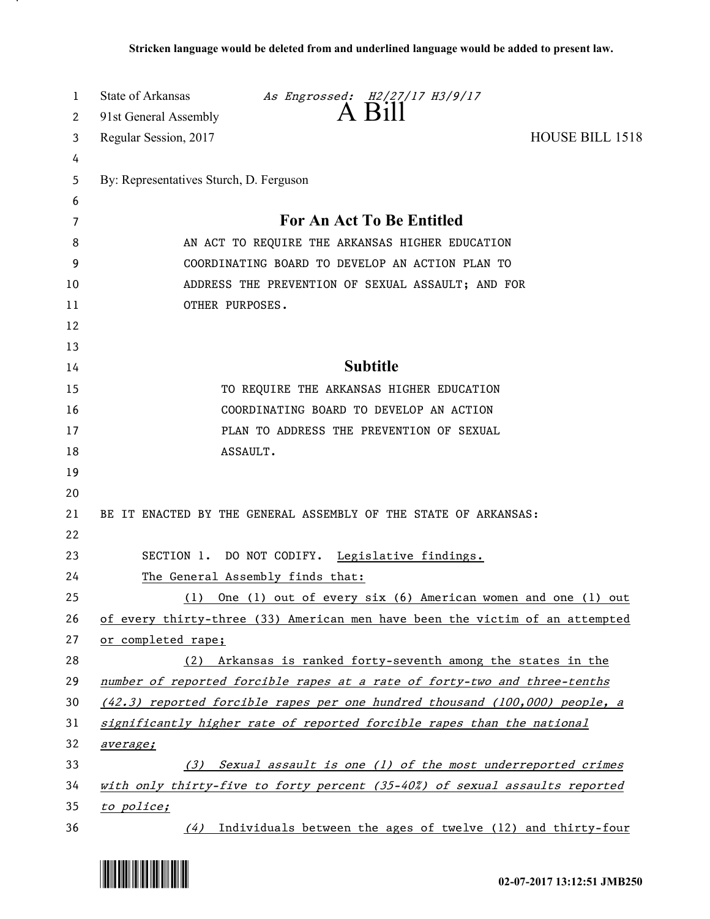Stricken language would be deleted from and underlined language would be added to present law.

State of Arkansas *As Engrossed: H2/27/17 H3/9/17*
91st General Assembly

# A Bill

Regular Session, 2017 HOUSE BILL 1518

By: Representatives Sturch, D. Ferguson

## For An Act To Be Entitled

AN ACT TO REQUIRE THE ARKANSAS HIGHER EDUCATION COORDINATING BOARD TO DEVELOP AN ACTION PLAN TO ADDRESS THE PREVENTION OF SEXUAL ASSAULT; AND FOR OTHER PURPOSES.

## Subtitle

TO REQUIRE THE ARKANSAS HIGHER EDUCATION COORDINATING BOARD TO DEVELOP AN ACTION PLAN TO ADDRESS THE PREVENTION OF SEXUAL ASSAULT.

BE IT ENACTED BY THE GENERAL ASSEMBLY OF THE STATE OF ARKANSAS:

SECTION 1. DO NOT CODIFY. Legislative findings.

The General Assembly finds that:

(1) One (1) out of every six (6) American women and one (1) out of every thirty-three (33) American men have been the victim of an attempted or completed rape;

*(2) Arkansas is ranked forty-seventh among the states in the number of reported forcible rapes at a rate of forty-two and three-tenths (42.3) reported forcible rapes per one hundred thousand (100,000) people, a significantly higher rate of reported forcible rapes than the national average;*

*(3) Sexual assault is one (1) of the most underreported crimes with only thirty-five to forty percent (35-40%) of sexual assaults reported to police;*

*(4)* Individuals between the ages of twelve (12) and thirty-four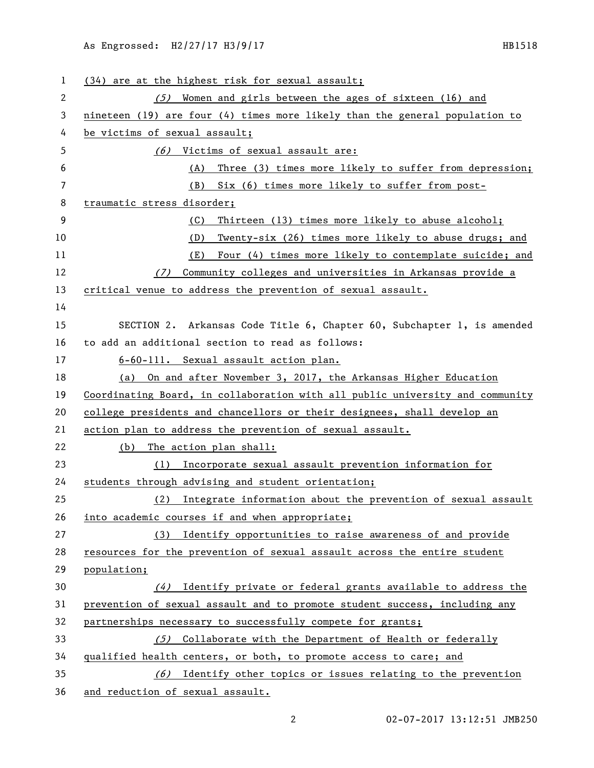(34) are at the highest risk for sexual assault;

*(5)* Women and girls between the ages of sixteen (16) and nineteen (19) are four (4) times more likely than the general population to be victims of sexual assault;

*(6)* Victims of sexual assault are:

(A) Three (3) times more likely to suffer from depression;

(B) Six (6) times more likely to suffer from post-traumatic stress disorder;

(C) Thirteen (13) times more likely to abuse alcohol;

(D) Twenty-six (26) times more likely to abuse drugs; and

(E) Four (4) times more likely to contemplate suicide; and

*(7)* Community colleges and universities in Arkansas provide a critical venue to address the prevention of sexual assault.

SECTION 2. Arkansas Code Title 6, Chapter 60, Subchapter 1, is amended to add an additional section to read as follows:

6-60-111. Sexual assault action plan.

(a) On and after November 3, 2017, the Arkansas Higher Education Coordinating Board, in collaboration with all public university and community college presidents and chancellors or their designees, shall develop an action plan to address the prevention of sexual assault.

(b) The action plan shall:

(1) Incorporate sexual assault prevention information for students through advising and student orientation;

(2) Integrate information about the prevention of sexual assault into academic courses if and when appropriate;

(3) Identify opportunities to raise awareness of and provide resources for the prevention of sexual assault across the entire student population;

*(4)* Identify private or federal grants available to address the prevention of sexual assault and to promote student success, including any partnerships necessary to successfully compete for grants;

*(5)* Collaborate with the Department of Health or federally qualified health centers, or both, to promote access to care; and

*(6)* Identify other topics or issues relating to the prevention and reduction of sexual assault.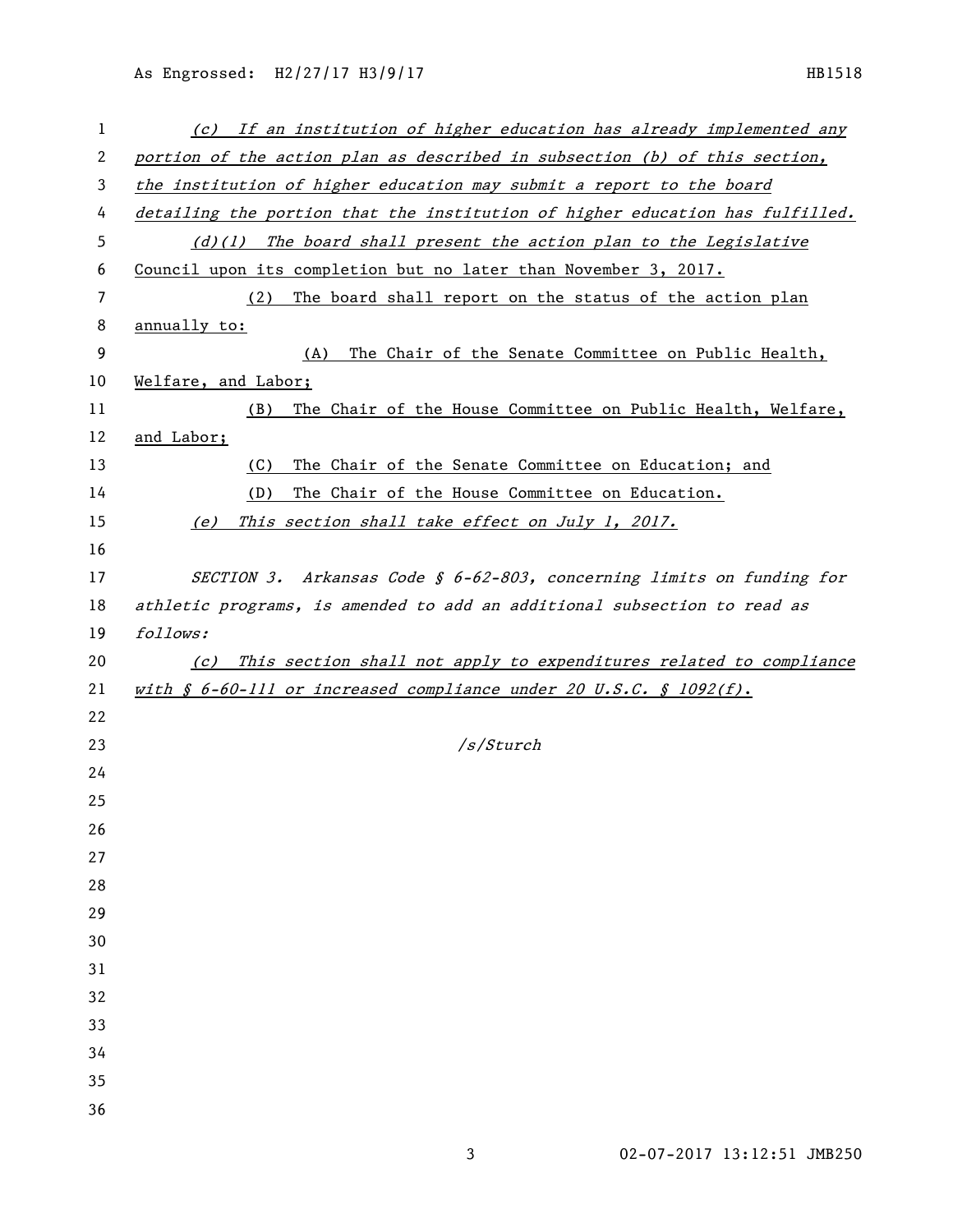*(c) If an institution of higher education has already implemented any portion of the action plan as described in subsection (b) of this section, the institution of higher education may submit a report to the board detailing the portion that the institution of higher education has fulfilled.*

*(d)(1) The board shall present the action plan to the Legislative* Council upon its completion but no later than November 3, 2017.

(2) The board shall report on the status of the action plan annually to:

(A) The Chair of the Senate Committee on Public Health, Welfare, and Labor;

(B) The Chair of the House Committee on Public Health, Welfare, and Labor;

(C) The Chair of the Senate Committee on Education; and

(D) The Chair of the House Committee on Education.

*(e) This section shall take effect on July 1, 2017.*

*SECTION 3. Arkansas Code § 6-62-803, concerning limits on funding for athletic programs, is amended to add an additional subsection to read as follows:*

*(c) This section shall not apply to expenditures related to compliance with § 6-60-111 or increased compliance under 20 U.S.C. § 1092(f).*

*/s/Sturch*